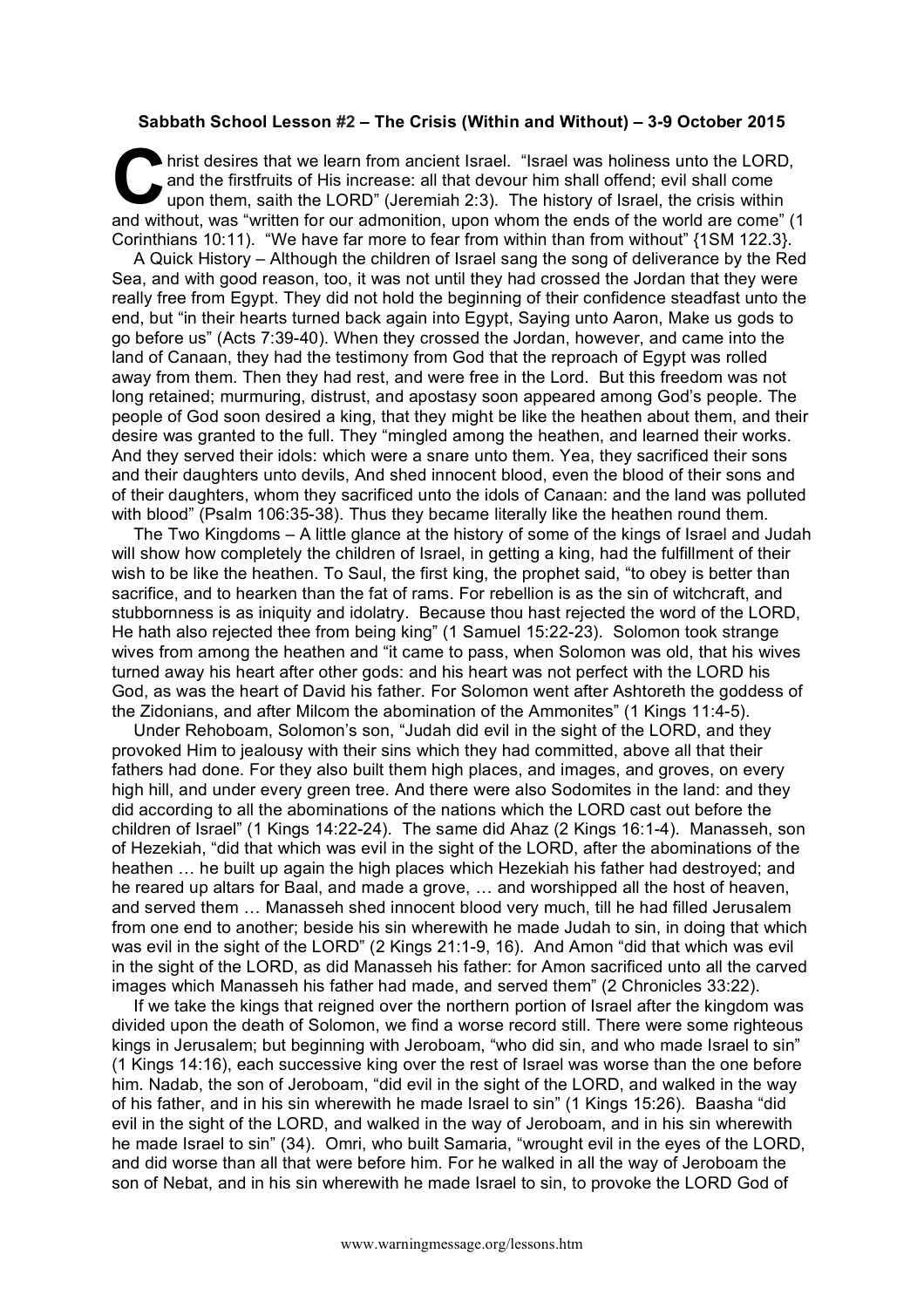**Sabbath School Lesson #2 – The Crisis (Within and Without) – 3-9 October 2015**

Christ desires that we learn from ancient Israel. "Israel was holiness unto the LORD, and the firstfruits of His increase: all that devour him shall offend; evil shall come upon them, saith the LORD" (Jeremiah 2:3). The history of Israel, the crisis within and without, was "written for our admonition, upon whom the ends of the world are come" (1 Corinthians 10:11). "We have far more to fear from within than from without" {1SM 122.3}.

A Quick History – Although the children of Israel sang the song of deliverance by the Red Sea, and with good reason, too, it was not until they had crossed the Jordan that they were really free from Egypt. They did not hold the beginning of their confidence steadfast unto the end, but "in their hearts turned back again into Egypt, Saying unto Aaron, Make us gods to go before us" (Acts 7:39-40). When they crossed the Jordan, however, and came into the land of Canaan, they had the testimony from God that the reproach of Egypt was rolled away from them. Then they had rest, and were free in the Lord. But this freedom was not long retained; murmuring, distrust, and apostasy soon appeared among God's people. The people of God soon desired a king, that they might be like the heathen about them, and their desire was granted to the full. They "mingled among the heathen, and learned their works. And they served their idols: which were a snare unto them. Yea, they sacrificed their sons and their daughters unto devils, And shed innocent blood, even the blood of their sons and of their daughters, whom they sacrificed unto the idols of Canaan: and the land was polluted with blood" (Psalm 106:35-38). Thus they became literally like the heathen round them.

The Two Kingdoms – A little glance at the history of some of the kings of Israel and Judah will show how completely the children of Israel, in getting a king, had the fulfillment of their wish to be like the heathen. To Saul, the first king, the prophet said, "to obey is better than sacrifice, and to hearken than the fat of rams. For rebellion is as the sin of witchcraft, and stubbornness is as iniquity and idolatry. Because thou hast rejected the word of the LORD, He hath also rejected thee from being king" (1 Samuel 15:22-23). Solomon took strange wives from among the heathen and "it came to pass, when Solomon was old, that his wives turned away his heart after other gods: and his heart was not perfect with the LORD his God, as was the heart of David his father. For Solomon went after Ashtoreth the goddess of the Zidonians, and after Milcom the abomination of the Ammonites" (1 Kings 11:4-5).

Under Rehoboam, Solomon's son, "Judah did evil in the sight of the LORD, and they provoked Him to jealousy with their sins which they had committed, above all that their fathers had done. For they also built them high places, and images, and groves, on every high hill, and under every green tree. And there were also Sodomites in the land: and they did according to all the abominations of the nations which the LORD cast out before the children of Israel" (1 Kings 14:22-24). The same did Ahaz (2 Kings 16:1-4). Manasseh, son of Hezekiah, "did that which was evil in the sight of the LORD, after the abominations of the heathen … he built up again the high places which Hezekiah his father had destroyed; and he reared up altars for Baal, and made a grove, … and worshipped all the host of heaven, and served them … Manasseh shed innocent blood very much, till he had filled Jerusalem from one end to another; beside his sin wherewith he made Judah to sin, in doing that which was evil in the sight of the LORD" (2 Kings 21:1-9, 16). And Amon "did that which was evil in the sight of the LORD, as did Manasseh his father: for Amon sacrificed unto all the carved images which Manasseh his father had made, and served them" (2 Chronicles 33:22).

If we take the kings that reigned over the northern portion of Israel after the kingdom was divided upon the death of Solomon, we find a worse record still. There were some righteous kings in Jerusalem; but beginning with Jeroboam, "who did sin, and who made Israel to sin" (1 Kings 14:16), each successive king over the rest of Israel was worse than the one before him. Nadab, the son of Jeroboam, "did evil in the sight of the LORD, and walked in the way of his father, and in his sin wherewith he made Israel to sin" (1 Kings 15:26). Baasha "did evil in the sight of the LORD, and walked in the way of Jeroboam, and in his sin wherewith he made Israel to sin" (34). Omri, who built Samaria, "wrought evil in the eyes of the LORD, and did worse than all that were before him. For he walked in all the way of Jeroboam the son of Nebat, and in his sin wherewith he made Israel to sin, to provoke the LORD God of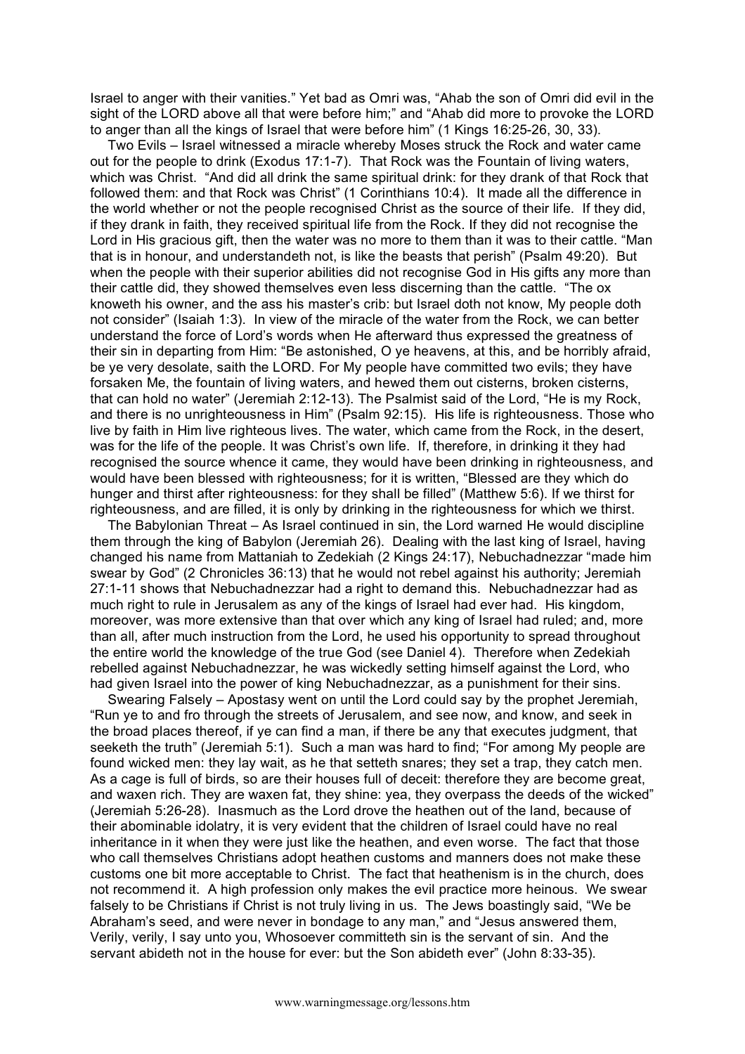Israel to anger with their vanities." Yet bad as Omri was, "Ahab the son of Omri did evil in the sight of the LORD above all that were before him;" and "Ahab did more to provoke the LORD to anger than all the kings of Israel that were before him" (1 Kings 16:25-26, 30, 33).

Two Evils – Israel witnessed a miracle whereby Moses struck the Rock and water came out for the people to drink (Exodus 17:1-7). That Rock was the Fountain of living waters, which was Christ. "And did all drink the same spiritual drink: for they drank of that Rock that followed them: and that Rock was Christ" (1 Corinthians 10:4). It made all the difference in the world whether or not the people recognised Christ as the source of their life. If they did, if they drank in faith, they received spiritual life from the Rock. If they did not recognise the Lord in His gracious gift, then the water was no more to them than it was to their cattle. "Man that is in honour, and understandeth not, is like the beasts that perish" (Psalm 49:20). But when the people with their superior abilities did not recognise God in His gifts any more than their cattle did, they showed themselves even less discerning than the cattle. "The ox knoweth his owner, and the ass his master's crib: but Israel doth not know, My people doth not consider" (Isaiah 1:3). In view of the miracle of the water from the Rock, we can better understand the force of Lord's words when He afterward thus expressed the greatness of their sin in departing from Him: "Be astonished, O ye heavens, at this, and be horribly afraid, be ye very desolate, saith the LORD. For My people have committed two evils; they have forsaken Me, the fountain of living waters, and hewed them out cisterns, broken cisterns, that can hold no water" (Jeremiah 2:12-13). The Psalmist said of the Lord, "He is my Rock, and there is no unrighteousness in Him" (Psalm 92:15). His life is righteousness. Those who live by faith in Him live righteous lives. The water, which came from the Rock, in the desert, was for the life of the people. It was Christ's own life. If, therefore, in drinking it they had recognised the source whence it came, they would have been drinking in righteousness, and would have been blessed with righteousness; for it is written, "Blessed are they which do hunger and thirst after righteousness: for they shall be filled" (Matthew 5:6). If we thirst for righteousness, and are filled, it is only by drinking in the righteousness for which we thirst.

The Babylonian Threat – As Israel continued in sin, the Lord warned He would discipline them through the king of Babylon (Jeremiah 26). Dealing with the last king of Israel, having changed his name from Mattaniah to Zedekiah (2 Kings 24:17), Nebuchadnezzar "made him swear by God" (2 Chronicles 36:13) that he would not rebel against his authority; Jeremiah 27:1-11 shows that Nebuchadnezzar had a right to demand this. Nebuchadnezzar had as much right to rule in Jerusalem as any of the kings of Israel had ever had. His kingdom, moreover, was more extensive than that over which any king of Israel had ruled; and, more than all, after much instruction from the Lord, he used his opportunity to spread throughout the entire world the knowledge of the true God (see Daniel 4). Therefore when Zedekiah rebelled against Nebuchadnezzar, he was wickedly setting himself against the Lord, who had given Israel into the power of king Nebuchadnezzar, as a punishment for their sins.

Swearing Falsely – Apostasy went on until the Lord could say by the prophet Jeremiah, "Run ye to and fro through the streets of Jerusalem, and see now, and know, and seek in the broad places thereof, if ye can find a man, if there be any that executes judgment, that seeketh the truth" (Jeremiah 5:1). Such a man was hard to find; "For among My people are found wicked men: they lay wait, as he that setteth snares; they set a trap, they catch men. As a cage is full of birds, so are their houses full of deceit: therefore they are become great, and waxen rich. They are waxen fat, they shine: yea, they overpass the deeds of the wicked" (Jeremiah 5:26-28). Inasmuch as the Lord drove the heathen out of the land, because of their abominable idolatry, it is very evident that the children of Israel could have no real inheritance in it when they were just like the heathen, and even worse. The fact that those who call themselves Christians adopt heathen customs and manners does not make these customs one bit more acceptable to Christ. The fact that heathenism is in the church, does not recommend it. A high profession only makes the evil practice more heinous. We swear falsely to be Christians if Christ is not truly living in us. The Jews boastingly said, "We be Abraham's seed, and were never in bondage to any man," and "Jesus answered them, Verily, verily, I say unto you, Whosoever committeth sin is the servant of sin. And the servant abideth not in the house for ever: but the Son abideth ever" (John 8:33-35).